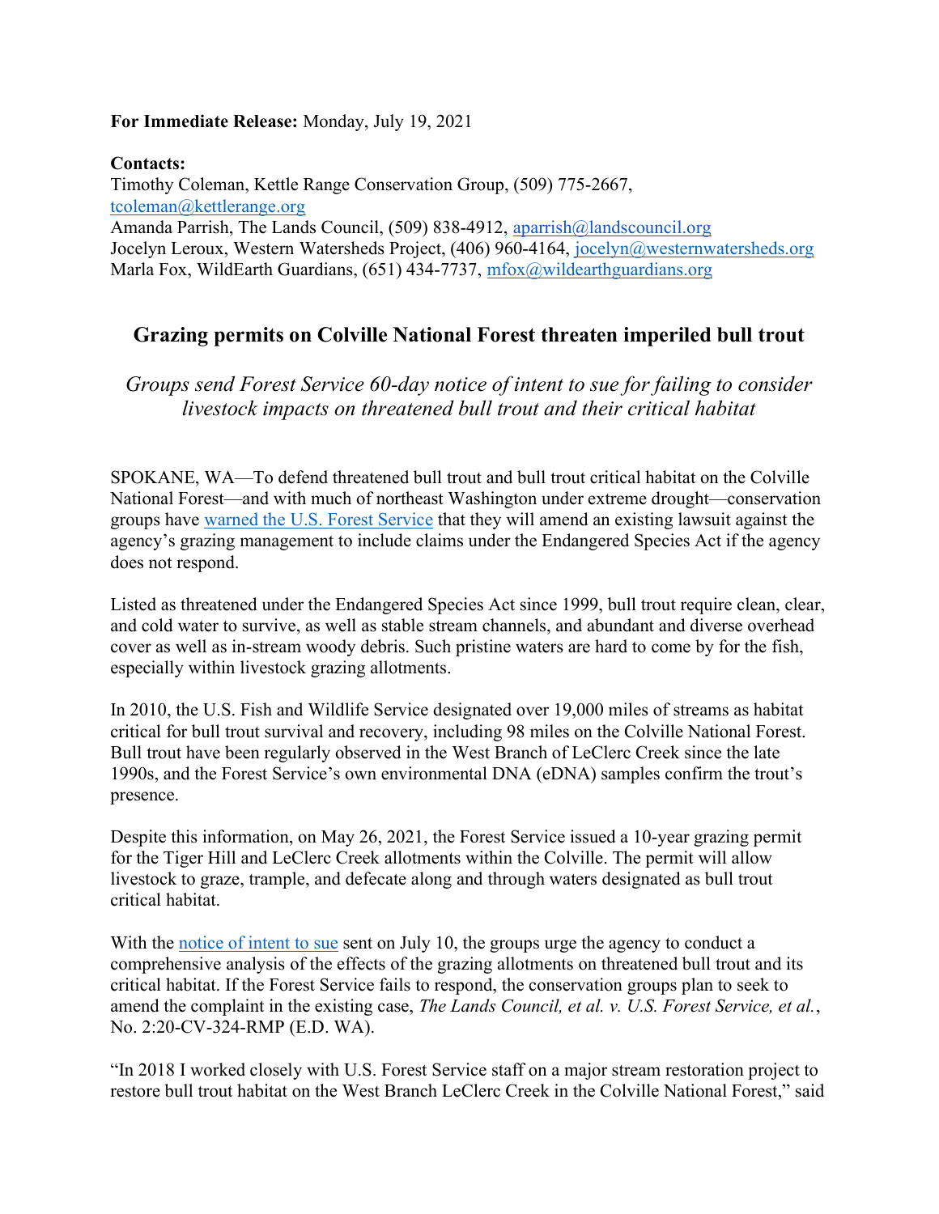**For Immediate Release:** Monday, July 19, 2021

**Contacts:**
Timothy Coleman, Kettle Range Conservation Group, (509) 775-2667, tcoleman@kettlerange.org
Amanda Parrish, The Lands Council, (509) 838-4912, aparrish@landscouncil.org
Jocelyn Leroux, Western Watersheds Project, (406) 960-4164, jocelyn@westernwatersheds.org
Marla Fox, WildEarth Guardians, (651) 434-7737, mfox@wildearthguardians.org

## Grazing permits on Colville National Forest threaten imperiled bull trout

*Groups send Forest Service 60-day notice of intent to sue for failing to consider livestock impacts on threatened bull trout and their critical habitat*

SPOKANE, WA—To defend threatened bull trout and bull trout critical habitat on the Colville National Forest—and with much of northeast Washington under extreme drought—conservation groups have warned the U.S. Forest Service that they will amend an existing lawsuit against the agency's grazing management to include claims under the Endangered Species Act if the agency does not respond.

Listed as threatened under the Endangered Species Act since 1999, bull trout require clean, clear, and cold water to survive, as well as stable stream channels, and abundant and diverse overhead cover as well as in-stream woody debris. Such pristine waters are hard to come by for the fish, especially within livestock grazing allotments.

In 2010, the U.S. Fish and Wildlife Service designated over 19,000 miles of streams as habitat critical for bull trout survival and recovery, including 98 miles on the Colville National Forest. Bull trout have been regularly observed in the West Branch of LeClerc Creek since the late 1990s, and the Forest Service's own environmental DNA (eDNA) samples confirm the trout's presence.

Despite this information, on May 26, 2021, the Forest Service issued a 10-year grazing permit for the Tiger Hill and LeClerc Creek allotments within the Colville. The permit will allow livestock to graze, trample, and defecate along and through waters designated as bull trout critical habitat.

With the notice of intent to sue sent on July 10, the groups urge the agency to conduct a comprehensive analysis of the effects of the grazing allotments on threatened bull trout and its critical habitat. If the Forest Service fails to respond, the conservation groups plan to seek to amend the complaint in the existing case, *The Lands Council, et al. v. U.S. Forest Service, et al.*, No. 2:20-CV-324-RMP (E.D. WA).

"In 2018 I worked closely with U.S. Forest Service staff on a major stream restoration project to restore bull trout habitat on the West Branch LeClerc Creek in the Colville National Forest," said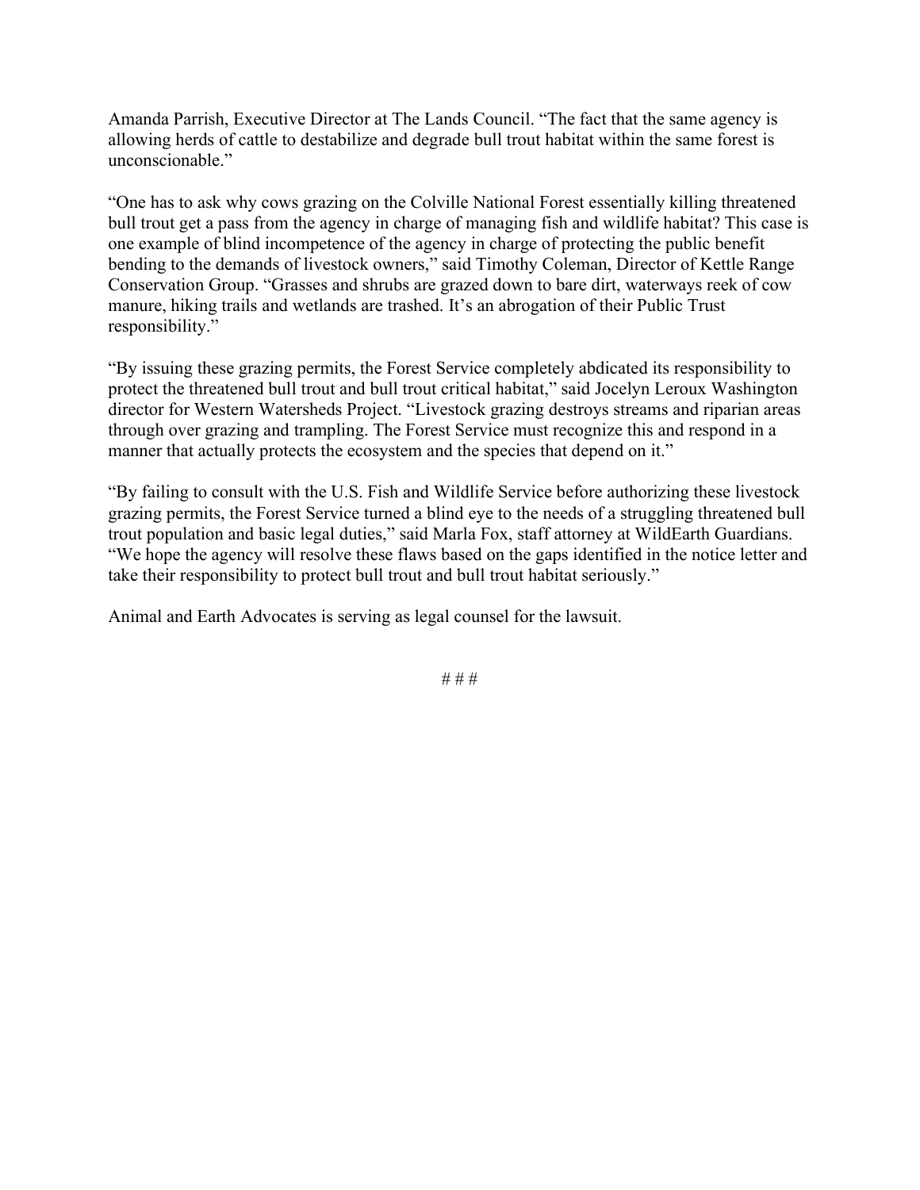Amanda Parrish, Executive Director at The Lands Council. "The fact that the same agency is allowing herds of cattle to destabilize and degrade bull trout habitat within the same forest is unconscionable."

"One has to ask why cows grazing on the Colville National Forest essentially killing threatened bull trout get a pass from the agency in charge of managing fish and wildlife habitat? This case is one example of blind incompetence of the agency in charge of protecting the public benefit bending to the demands of livestock owners," said Timothy Coleman, Director of Kettle Range Conservation Group. "Grasses and shrubs are grazed down to bare dirt, waterways reek of cow manure, hiking trails and wetlands are trashed. It's an abrogation of their Public Trust responsibility."

"By issuing these grazing permits, the Forest Service completely abdicated its responsibility to protect the threatened bull trout and bull trout critical habitat," said Jocelyn Leroux Washington director for Western Watersheds Project. "Livestock grazing destroys streams and riparian areas through over grazing and trampling. The Forest Service must recognize this and respond in a manner that actually protects the ecosystem and the species that depend on it."

"By failing to consult with the U.S. Fish and Wildlife Service before authorizing these livestock grazing permits, the Forest Service turned a blind eye to the needs of a struggling threatened bull trout population and basic legal duties," said Marla Fox, staff attorney at WildEarth Guardians. "We hope the agency will resolve these flaws based on the gaps identified in the notice letter and take their responsibility to protect bull trout and bull trout habitat seriously."

Animal and Earth Advocates is serving as legal counsel for the lawsuit.

# # #